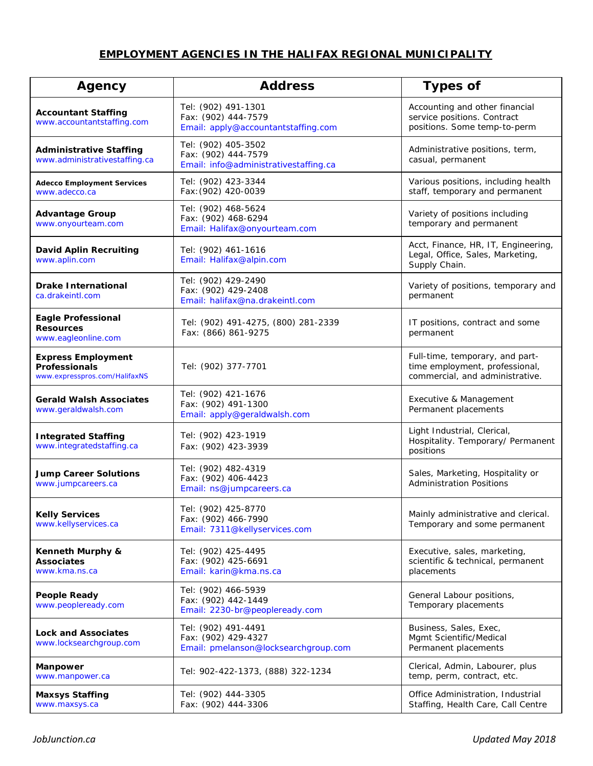# EMPLOYMENT AGENCIES IN THE HALIFAX REGIONAL MUNICIPALITY

| Agency | Address | Types of |
|---|---|---|
| **Accountant Staffing** www.accountantstaffing.com | Tel: (902) 491-1301<br>Fax: (902) 444-7579<br>Email: apply@accountantstaffing.com | Accounting and other financial service positions. Contract positions. Some temp-to-perm |
| **Administrative Staffing** www.administrativestaffing.ca | Tel: (902) 405-3502<br>Fax: (902) 444-7579<br>Email: info@administrativestaffing.ca | Administrative positions, term, casual, permanent |
| **Adecco Employment Services** www.adecco.ca | Tel: (902) 423-3344<br>Fax:(902) 420-0039 | Various positions, including health staff, temporary and permanent |
| **Advantage Group** www.onyourteam.com | Tel: (902) 468-5624<br>Fax: (902) 468-6294<br>Email: Halifax@onyourteam.com | Variety of positions including temporary and permanent |
| **David Aplin Recruiting** www.aplin.com | Tel: (902) 461-1616<br>Email: Halifax@alpin.com | Acct, Finance, HR, IT, Engineering, Legal, Office, Sales, Marketing, Supply Chain. |
| **Drake International** ca.drakeintl.com | Tel: (902) 429-2490<br>Fax: (902) 429-2408<br>Email: halifax@na.drakeintl.com | Variety of positions, temporary and permanent |
| **Eagle Professional Resources** www.eagleonline.com | Tel: (902) 491-4275, (800) 281-2339<br>Fax: (866) 861-9275 | IT positions, contract and some permanent |
| **Express Employment Professionals** www.expresspros.com/HalifaxNS | Tel: (902) 377-7701 | Full-time, temporary, and part-time employment, professional, commercial, and administrative. |
| **Gerald Walsh Associates** www.geraldwalsh.com | Tel: (902) 421-1676<br>Fax: (902) 491-1300<br>Email: apply@geraldwalsh.com | Executive & Management Permanent placements |
| **Integrated Staffing** www.integratedstaffing.ca | Tel: (902) 423-1919<br>Fax: (902) 423-3939 | Light Industrial, Clerical, Hospitality. Temporary/ Permanent positions |
| **Jump Career Solutions** www.jumpcareers.ca | Tel: (902) 482-4319<br>Fax: (902) 406-4423<br>Email: ns@jumpcareers.ca | Sales, Marketing, Hospitality or Administration Positions |
| **Kelly Services** www.kellyservices.ca | Tel: (902) 425-8770<br>Fax: (902) 466-7990<br>Email: 7311@kellyservices.com | Mainly administrative and clerical. Temporary and some permanent |
| **Kenneth Murphy & Associates** www.kma.ns.ca | Tel: (902) 425-4495<br>Fax: (902) 425-6691<br>Email: karin@kma.ns.ca | Executive, sales, marketing, scientific & technical, permanent placements |
| **People Ready** www.peopleready.com | Tel: (902) 466-5939<br>Fax: (902) 442-1449<br>Email: 2230-br@peopleready.com | General Labour positions, Temporary placements |
| **Lock and Associates** www.locksearchgroup.com | Tel: (902) 491-4491<br>Fax: (902) 429-4327<br>Email: pmelanson@locksearchgroup.com | Business, Sales, Exec, Mgmt Scientific/Medical Permanent placements |
| **Manpower** www.manpower.ca | Tel: 902-422-1373, (888) 322-1234 | Clerical, Admin, Labourer, plus temp, perm, contract, etc. |
| **Maxsys Staffing** www.maxsys.ca | Tel: (902) 444-3305<br>Fax: (902) 444-3306 | Office Administration, Industrial Staffing, Health Care, Call Centre |

*JobJunction.ca* *Updated May 2018*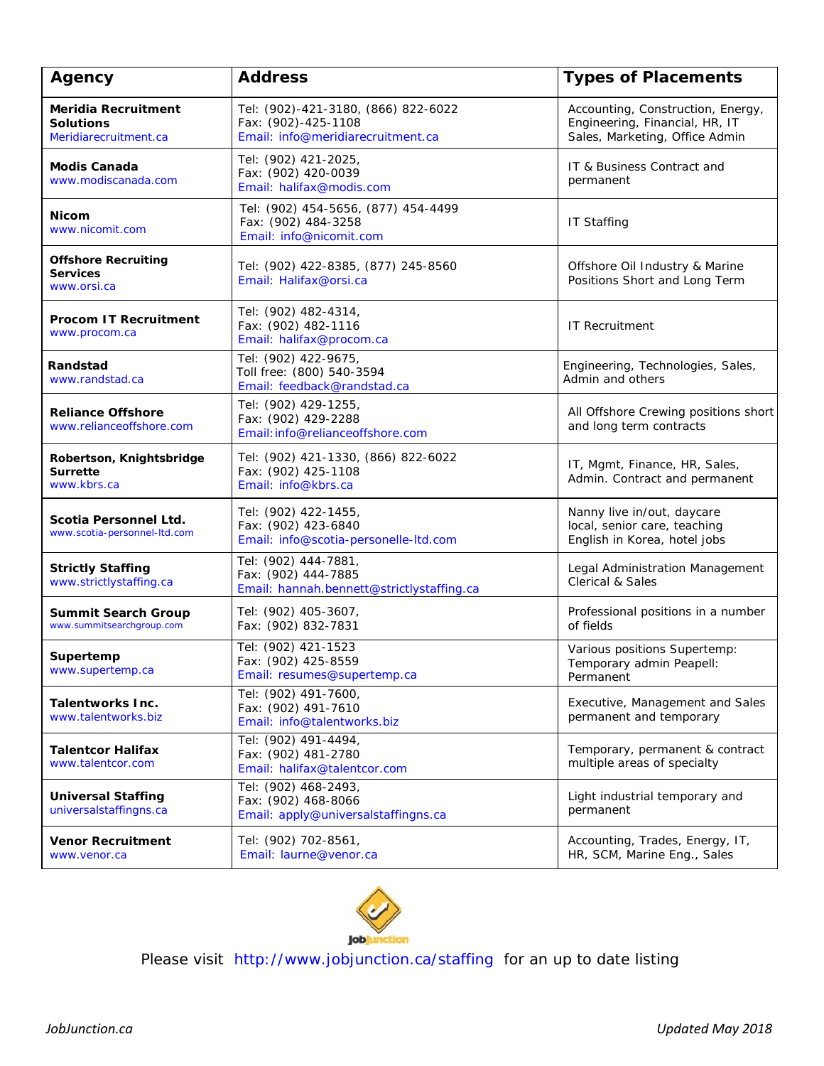| Agency | Address | Types of Placements |
|---|---|---|
| **Meridia Recruitment Solutions** Meridiarecruitment.ca | Tel: (902)-421-3180, (866) 822-6022 Fax: (902)-425-1108 Email: info@meridiarecruitment.ca | Accounting, Construction, Energy, Engineering, Financial, HR, IT Sales, Marketing, Office Admin |
| **Modis Canada** www.modiscanada.com | Tel: (902) 421-2025, Fax: (902) 420-0039 Email: halifax@modis.com | IT & Business Contract and permanent |
| **Nicom** www.nicomit.com | Tel: (902) 454-5656, (877) 454-4499 Fax: (902) 484-3258 Email: info@nicomit.com | IT Staffing |
| **Offshore Recruiting Services** www.orsi.ca | Tel: (902) 422-8385, (877) 245-8560 Email: Halifax@orsi.ca | Offshore Oil Industry & Marine Positions Short and Long Term |
| **Procom IT Recruitment** www.procom.ca | Tel: (902) 482-4314, Fax: (902) 482-1116 Email: halifax@procom.ca | IT Recruitment |
| **Randstad** www.randstad.ca | Tel: (902) 422-9675, Toll free: (800) 540-3594 Email: feedback@randstad.ca | Engineering, Technologies, Sales, Admin and others |
| **Reliance Offshore** www.relianceoffshore.com | Tel: (902) 429-1255, Fax: (902) 429-2288 Email: info@relianceoffshore.com | All Offshore Crewing positions short and long term contracts |
| **Robertson, Knightsbridge Surrette** www.kbrs.ca | Tel: (902) 421-1330, (866) 822-6022 Fax: (902) 425-1108 Email: info@kbrs.ca | IT, Mgmt, Finance, HR, Sales, Admin. Contract and permanent |
| **Scotia Personnel Ltd.** www.scotia-personnel-ltd.com | Tel: (902) 422-1455, Fax: (902) 423-6840 Email: info@scotia-personelle-ltd.com | Nanny live in/out, daycare local, senior care, teaching English in Korea, hotel jobs |
| **Strictly Staffing** www.strictlystaffing.ca | Tel: (902) 444-7881, Fax: (902) 444-7885 Email: hannah.bennett@strictlystaffing.ca | Legal Administration Management Clerical & Sales |
| **Summit Search Group** www.summitsearchgroup.com | Tel: (902) 405-3607, Fax: (902) 832-7831 | Professional positions in a number of fields |
| **Supertemp** www.supertemp.ca | Tel: (902) 421-1523 Fax: (902) 425-8559 Email: resumes@supertemp.ca | Various positions Supertemp: Temporary admin Peapell: Permanent |
| **Talentworks Inc.** www.talentworks.biz | Tel: (902) 491-7600, Fax: (902) 491-7610 Email: info@talentworks.biz | Executive, Management and Sales permanent and temporary |
| **Talentcor Halifax** www.talentcor.com | Tel: (902) 491-4494, Fax: (902) 481-2780 Email: halifax@talentcor.com | Temporary, permanent & contract multiple areas of specialty |
| **Universal Staffing** universalstaffingns.ca | Tel: (902) 468-2493, Fax: (902) 468-8066 Email: apply@universalstaffingns.ca | Light industrial temporary and permanent |
| **Venor Recruitment** www.venor.ca | Tel: (902) 702-8561, Email: laurne@venor.ca | Accounting, Trades, Energy, IT, HR, SCM, Marine Eng., Sales |

JobJunction

Please visit http://www.jobjunction.ca/staffing for an up to date listing

*JobJunction.ca* *Updated May 2018*